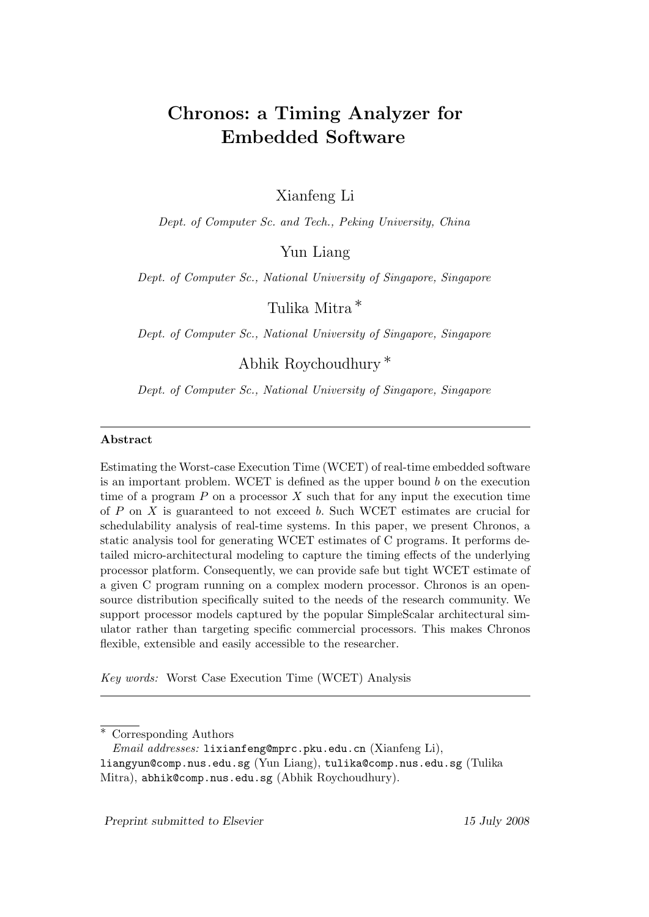# Chronos: a Timing Analyzer for Embedded Software

Xianfeng Li

*Dept. of Computer Sc. and Tech., Peking University, China*

Yun Liang

*Dept. of Computer Sc., National University of Singapore, Singapore*

Tulika Mitra [*]

*Dept. of Computer Sc., National University of Singapore, Singapore*

Abhik Roychoudhury [*]

*Dept. of Computer Sc., National University of Singapore, Singapore*

---

**Abstract**

Estimating the Worst-case Execution Time (WCET) of real-time embedded software is an important problem. WCET is defined as the upper bound $b$ on the execution time of a program $P$ on a processor $X$ such that for any input the execution time of $P$ on $X$ is guaranteed to not exceed $b$. Such WCET estimates are crucial for schedulability analysis of real-time systems. In this paper, we present Chronos, a static analysis tool for generating WCET estimates of C programs. It performs detailed micro-architectural modeling to capture the timing effects of the underlying processor platform. Consequently, we can provide safe but tight WCET estimate of a given C program running on a complex modern processor. Chronos is an open-source distribution specifically suited to the needs of the research community. We support processor models captured by the popular SimpleScalar architectural simulator rather than targeting specific commercial processors. This makes Chronos flexible, extensible and easily accessible to the researcher.

*Key words:* Worst Case Execution Time (WCET) Analysis

---

[*] Corresponding Authors

*Email addresses:* `lixianfeng@mprc.pku.edu.cn` (Xianfeng Li), `liangyun@comp.nus.edu.sg` (Yun Liang), `tulika@comp.nus.edu.sg` (Tulika Mitra), `abhik@comp.nus.edu.sg` (Abhik Roychoudhury).

*Preprint submitted to Elsevier* 15 July 2008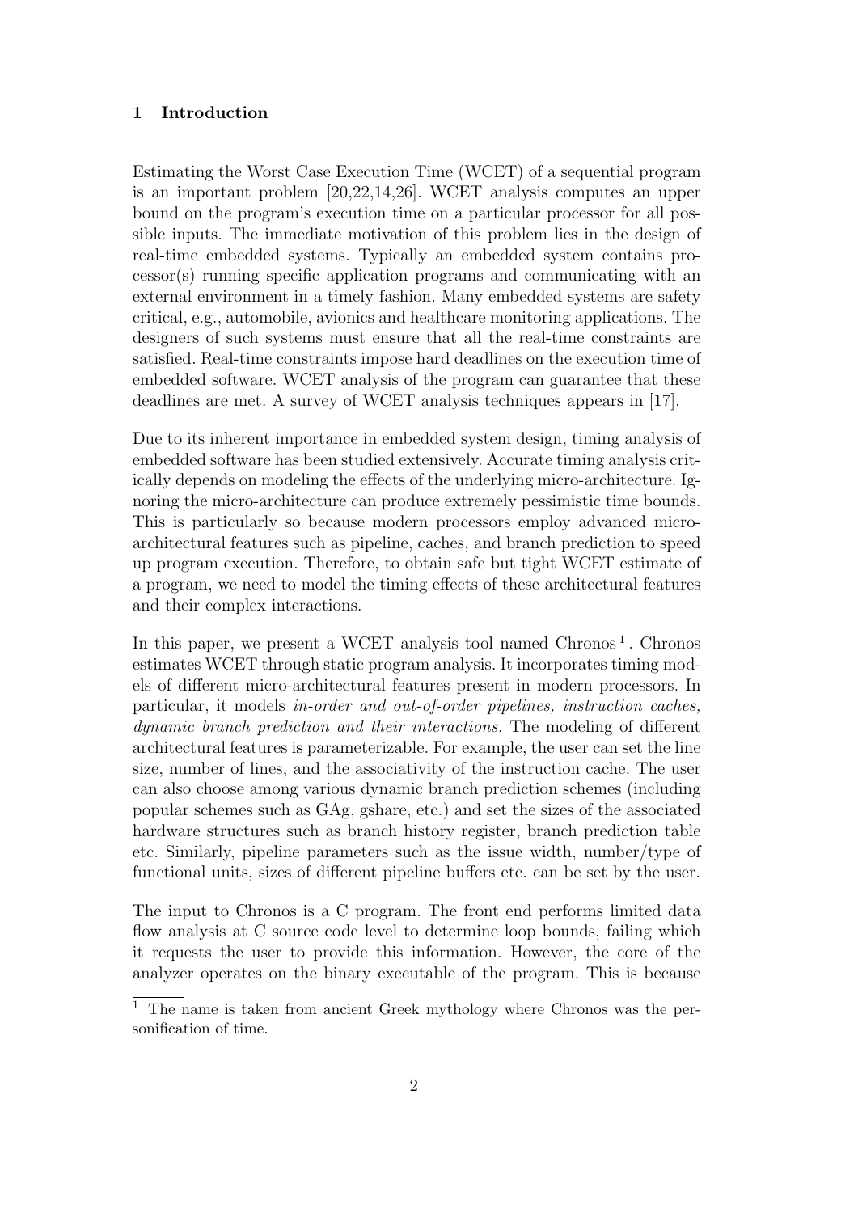## 1 Introduction

Estimating the Worst Case Execution Time (WCET) of a sequential program is an important problem [20,22,14,26]. WCET analysis computes an upper bound on the program's execution time on a particular processor for all possible inputs. The immediate motivation of this problem lies in the design of real-time embedded systems. Typically an embedded system contains processor(s) running specific application programs and communicating with an external environment in a timely fashion. Many embedded systems are safety critical, e.g., automobile, avionics and healthcare monitoring applications. The designers of such systems must ensure that all the real-time constraints are satisfied. Real-time constraints impose hard deadlines on the execution time of embedded software. WCET analysis of the program can guarantee that these deadlines are met. A survey of WCET analysis techniques appears in [17].

Due to its inherent importance in embedded system design, timing analysis of embedded software has been studied extensively. Accurate timing analysis critically depends on modeling the effects of the underlying micro-architecture. Ignoring the micro-architecture can produce extremely pessimistic time bounds. This is particularly so because modern processors employ advanced micro-architectural features such as pipeline, caches, and branch prediction to speed up program execution. Therefore, to obtain safe but tight WCET estimate of a program, we need to model the timing effects of these architectural features and their complex interactions.

In this paper, we present a WCET analysis tool named Chronos [1]. Chronos estimates WCET through static program analysis. It incorporates timing models of different micro-architectural features present in modern processors. In particular, it models *in-order and out-of-order pipelines, instruction caches, dynamic branch prediction and their interactions.* The modeling of different architectural features is parameterizable. For example, the user can set the line size, number of lines, and the associativity of the instruction cache. The user can also choose among various dynamic branch prediction schemes (including popular schemes such as GAg, gshare, etc.) and set the sizes of the associated hardware structures such as branch history register, branch prediction table etc. Similarly, pipeline parameters such as the issue width, number/type of functional units, sizes of different pipeline buffers etc. can be set by the user.

The input to Chronos is a C program. The front end performs limited data flow analysis at C source code level to determine loop bounds, failing which it requests the user to provide this information. However, the core of the analyzer operates on the binary executable of the program. This is because

[1] The name is taken from ancient Greek mythology where Chronos was the personification of time.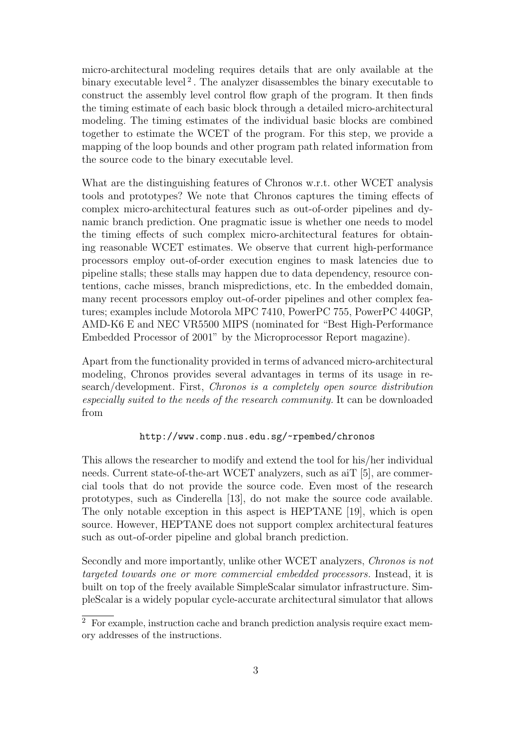micro-architectural modeling requires details that are only available at the binary executable level [2]. The analyzer disassembles the binary executable to construct the assembly level control flow graph of the program. It then finds the timing estimate of each basic block through a detailed micro-architectural modeling. The timing estimates of the individual basic blocks are combined together to estimate the WCET of the program. For this step, we provide a mapping of the loop bounds and other program path related information from the source code to the binary executable level.

What are the distinguishing features of Chronos w.r.t. other WCET analysis tools and prototypes? We note that Chronos captures the timing effects of complex micro-architectural features such as out-of-order pipelines and dynamic branch prediction. One pragmatic issue is whether one needs to model the timing effects of such complex micro-architectural features for obtaining reasonable WCET estimates. We observe that current high-performance processors employ out-of-order execution engines to mask latencies due to pipeline stalls; these stalls may happen due to data dependency, resource contentions, cache misses, branch mispredictions, etc. In the embedded domain, many recent processors employ out-of-order pipelines and other complex features; examples include Motorola MPC 7410, PowerPC 755, PowerPC 440GP, AMD-K6 E and NEC VR5500 MIPS (nominated for "Best High-Performance Embedded Processor of 2001" by the Microprocessor Report magazine).

Apart from the functionality provided in terms of advanced micro-architectural modeling, Chronos provides several advantages in terms of its usage in research/development. First, *Chronos is a completely open source distribution especially suited to the needs of the research community.* It can be downloaded from

`http://www.comp.nus.edu.sg/~rpembed/chronos`

This allows the researcher to modify and extend the tool for his/her individual needs. Current state-of-the-art WCET analyzers, such as aiT [5], are commercial tools that do not provide the source code. Even most of the research prototypes, such as Cinderella [13], do not make the source code available. The only notable exception in this aspect is HEPTANE [19], which is open source. However, HEPTANE does not support complex architectural features such as out-of-order pipeline and global branch prediction.

Secondly and more importantly, unlike other WCET analyzers, *Chronos is not targeted towards one or more commercial embedded processors.* Instead, it is built on top of the freely available SimpleScalar simulator infrastructure. SimpleScalar is a widely popular cycle-accurate architectural simulator that allows

[2] For example, instruction cache and branch prediction analysis require exact memory addresses of the instructions.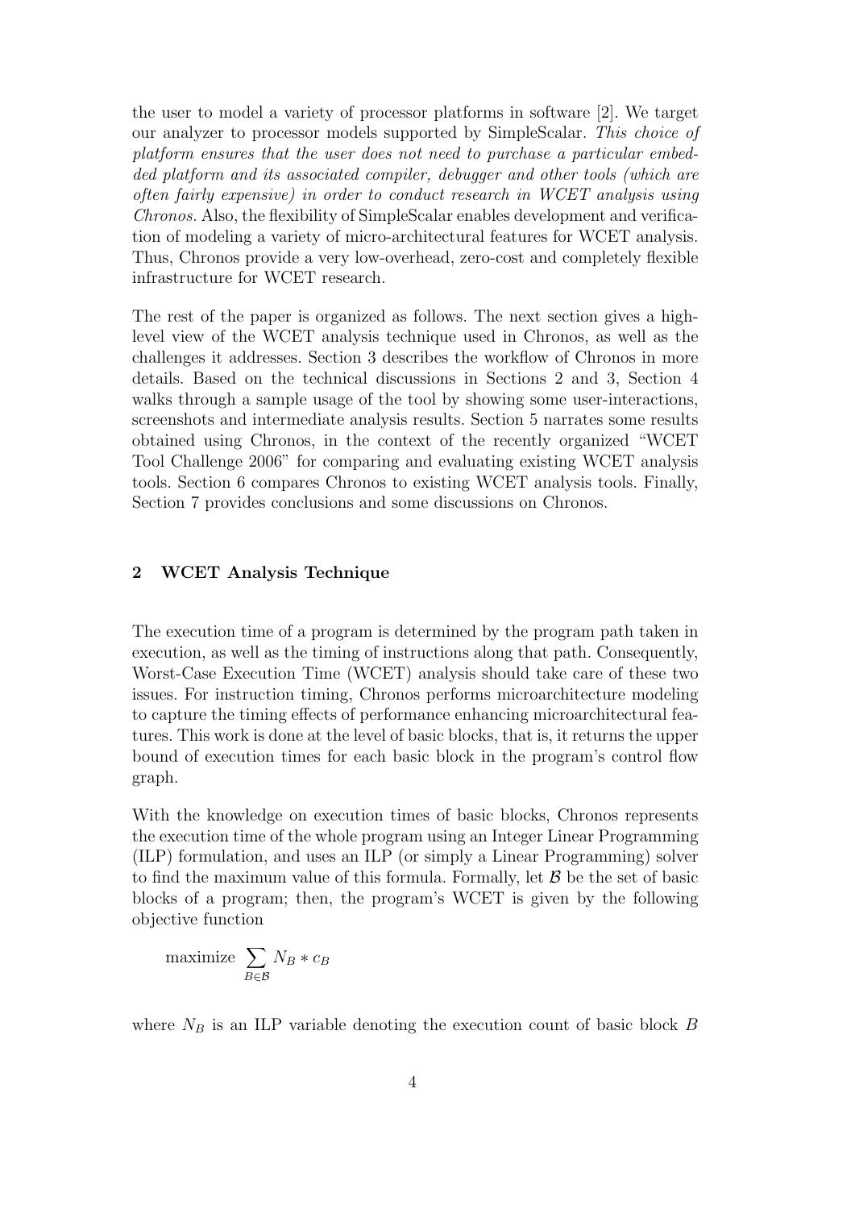the user to model a variety of processor platforms in software [2]. We target our analyzer to processor models supported by SimpleScalar. *This choice of platform ensures that the user does not need to purchase a particular embedded platform and its associated compiler, debugger and other tools (which are often fairly expensive) in order to conduct research in WCET analysis using Chronos.* Also, the flexibility of SimpleScalar enables development and verification of modeling a variety of micro-architectural features for WCET analysis. Thus, Chronos provide a very low-overhead, zero-cost and completely flexible infrastructure for WCET research.

The rest of the paper is organized as follows. The next section gives a high-level view of the WCET analysis technique used in Chronos, as well as the challenges it addresses. Section 3 describes the workflow of Chronos in more details. Based on the technical discussions in Sections 2 and 3, Section 4 walks through a sample usage of the tool by showing some user-interactions, screenshots and intermediate analysis results. Section 5 narrates some results obtained using Chronos, in the context of the recently organized "WCET Tool Challenge 2006" for comparing and evaluating existing WCET analysis tools. Section 6 compares Chronos to existing WCET analysis tools. Finally, Section 7 provides conclusions and some discussions on Chronos.

## 2 WCET Analysis Technique

The execution time of a program is determined by the program path taken in execution, as well as the timing of instructions along that path. Consequently, Worst-Case Execution Time (WCET) analysis should take care of these two issues. For instruction timing, Chronos performs microarchitecture modeling to capture the timing effects of performance enhancing microarchitectural features. This work is done at the level of basic blocks, that is, it returns the upper bound of execution times for each basic block in the program's control flow graph.

With the knowledge on execution times of basic blocks, Chronos represents the execution time of the whole program using an Integer Linear Programming (ILP) formulation, and uses an ILP (or simply a Linear Programming) solver to find the maximum value of this formula. Formally, let $\mathcal{B}$ be the set of basic blocks of a program; then, the program's WCET is given by the following objective function

$$\text{maximize} \sum_{B \in \mathcal{B}} N_B * c_B$$

where $N_B$ is an ILP variable denoting the execution count of basic block $B$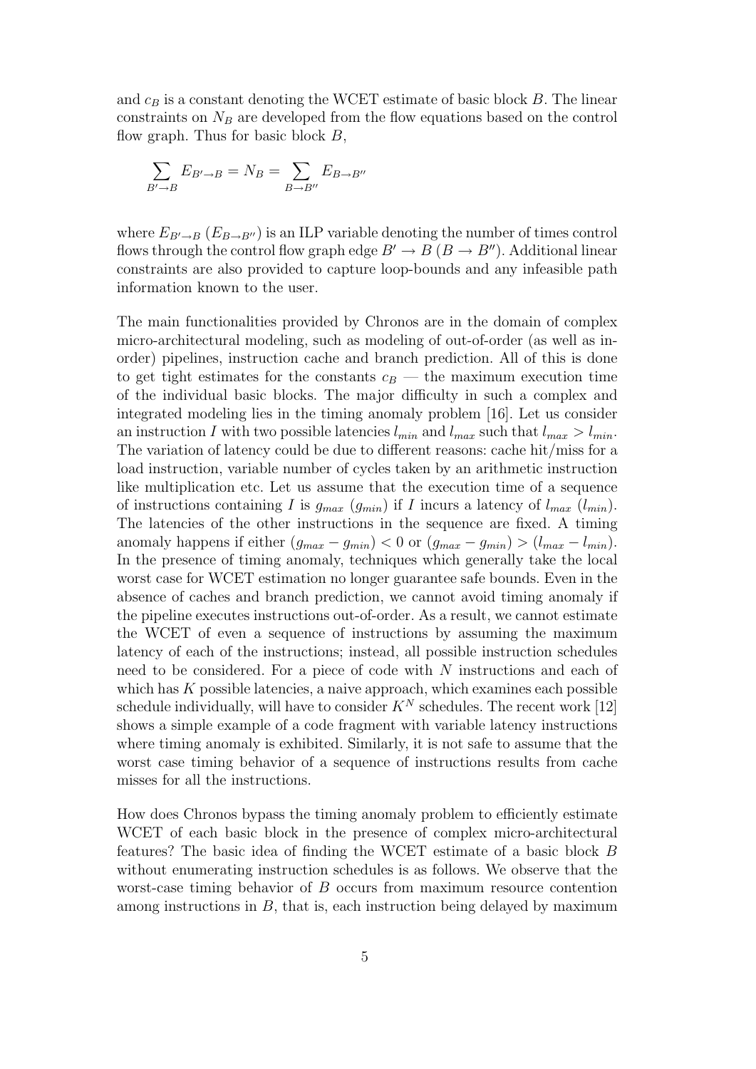and $c_B$ is a constant denoting the WCET estimate of basic block $B$. The linear constraints on $N_B$ are developed from the flow equations based on the control flow graph. Thus for basic block $B$,

$$\sum_{B' \to B} E_{B' \to B} = N_B = \sum_{B \to B''} E_{B \to B''}$$

where $E_{B' \to B}$ ($E_{B \to B''}$) is an ILP variable denoting the number of times control flows through the control flow graph edge $B' \to B$ ($B \to B''$). Additional linear constraints are also provided to capture loop-bounds and any infeasible path information known to the user.

The main functionalities provided by Chronos are in the domain of complex micro-architectural modeling, such as modeling of out-of-order (as well as in-order) pipelines, instruction cache and branch prediction. All of this is done to get tight estimates for the constants $c_B$ — the maximum execution time of the individual basic blocks. The major difficulty in such a complex and integrated modeling lies in the timing anomaly problem [16]. Let us consider an instruction $I$ with two possible latencies $l_{min}$ and $l_{max}$ such that $l_{max} > l_{min}$. The variation of latency could be due to different reasons: cache hit/miss for a load instruction, variable number of cycles taken by an arithmetic instruction like multiplication etc. Let us assume that the execution time of a sequence of instructions containing $I$ is $g_{max}$ ($g_{min}$) if $I$ incurs a latency of $l_{max}$ ($l_{min}$). The latencies of the other instructions in the sequence are fixed. A timing anomaly happens if either $(g_{max} - g_{min}) < 0$ or $(g_{max} - g_{min}) > (l_{max} - l_{min})$. In the presence of timing anomaly, techniques which generally take the local worst case for WCET estimation no longer guarantee safe bounds. Even in the absence of caches and branch prediction, we cannot avoid timing anomaly if the pipeline executes instructions out-of-order. As a result, we cannot estimate the WCET of even a sequence of instructions by assuming the maximum latency of each of the instructions; instead, all possible instruction schedules need to be considered. For a piece of code with $N$ instructions and each of which has $K$ possible latencies, a naive approach, which examines each possible schedule individually, will have to consider $K^N$ schedules. The recent work [12] shows a simple example of a code fragment with variable latency instructions where timing anomaly is exhibited. Similarly, it is not safe to assume that the worst case timing behavior of a sequence of instructions results from cache misses for all the instructions.

How does Chronos bypass the timing anomaly problem to efficiently estimate WCET of each basic block in the presence of complex micro-architectural features? The basic idea of finding the WCET estimate of a basic block $B$ without enumerating instruction schedules is as follows. We observe that the worst-case timing behavior of $B$ occurs from maximum resource contention among instructions in $B$, that is, each instruction being delayed by maximum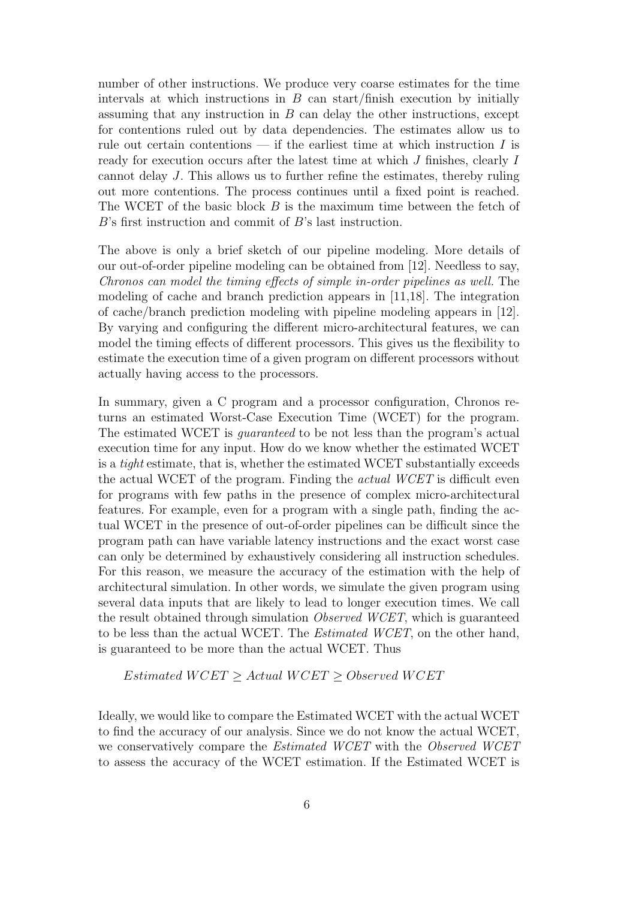number of other instructions. We produce very coarse estimates for the time intervals at which instructions in $B$ can start/finish execution by initially assuming that any instruction in $B$ can delay the other instructions, except for contentions ruled out by data dependencies. The estimates allow us to rule out certain contentions — if the earliest time at which instruction $I$ is ready for execution occurs after the latest time at which $J$ finishes, clearly $I$ cannot delay $J$. This allows us to further refine the estimates, thereby ruling out more contentions. The process continues until a fixed point is reached. The WCET of the basic block $B$ is the maximum time between the fetch of $B$'s first instruction and commit of $B$'s last instruction.

The above is only a brief sketch of our pipeline modeling. More details of our out-of-order pipeline modeling can be obtained from [12]. Needless to say, *Chronos can model the timing effects of simple in-order pipelines as well.* The modeling of cache and branch prediction appears in [11,18]. The integration of cache/branch prediction modeling with pipeline modeling appears in [12]. By varying and configuring the different micro-architectural features, we can model the timing effects of different processors. This gives us the flexibility to estimate the execution time of a given program on different processors without actually having access to the processors.

In summary, given a C program and a processor configuration, Chronos returns an estimated Worst-Case Execution Time (WCET) for the program. The estimated WCET is *guaranteed* to be not less than the program's actual execution time for any input. How do we know whether the estimated WCET is a *tight* estimate, that is, whether the estimated WCET substantially exceeds the actual WCET of the program. Finding the *actual WCET* is difficult even for programs with few paths in the presence of complex micro-architectural features. For example, even for a program with a single path, finding the actual WCET in the presence of out-of-order pipelines can be difficult since the program path can have variable latency instructions and the exact worst case can only be determined by exhaustively considering all instruction schedules. For this reason, we measure the accuracy of the estimation with the help of architectural simulation. In other words, we simulate the given program using several data inputs that are likely to lead to longer execution times. We call the result obtained through simulation *Observed WCET*, which is guaranteed to be less than the actual WCET. The *Estimated WCET*, on the other hand, is guaranteed to be more than the actual WCET. Thus

$$Estimated\ WCET \geq Actual\ WCET \geq Observed\ WCET$$

Ideally, we would like to compare the Estimated WCET with the actual WCET to find the accuracy of our analysis. Since we do not know the actual WCET, we conservatively compare the *Estimated WCET* with the *Observed WCET* to assess the accuracy of the WCET estimation. If the Estimated WCET is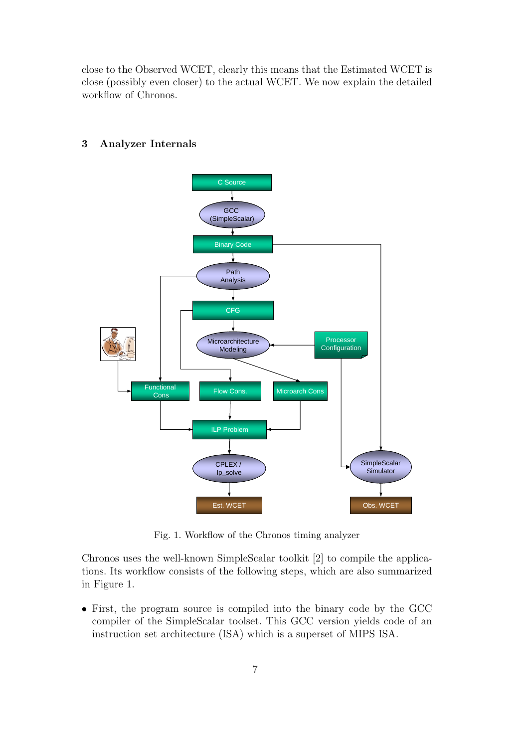close to the Observed WCET, clearly this means that the Estimated WCET is close (possibly even closer) to the actual WCET. We now explain the detailed workflow of Chronos.

## 3 Analyzer Internals

Fig. 1. Workflow of the Chronos timing analyzer

Chronos uses the well-known SimpleScalar toolkit [2] to compile the applications. Its workflow consists of the following steps, which are also summarized in Figure 1.

- First, the program source is compiled into the binary code by the GCC compiler of the SimpleScalar toolset. This GCC version yields code of an instruction set architecture (ISA) which is a superset of MIPS ISA.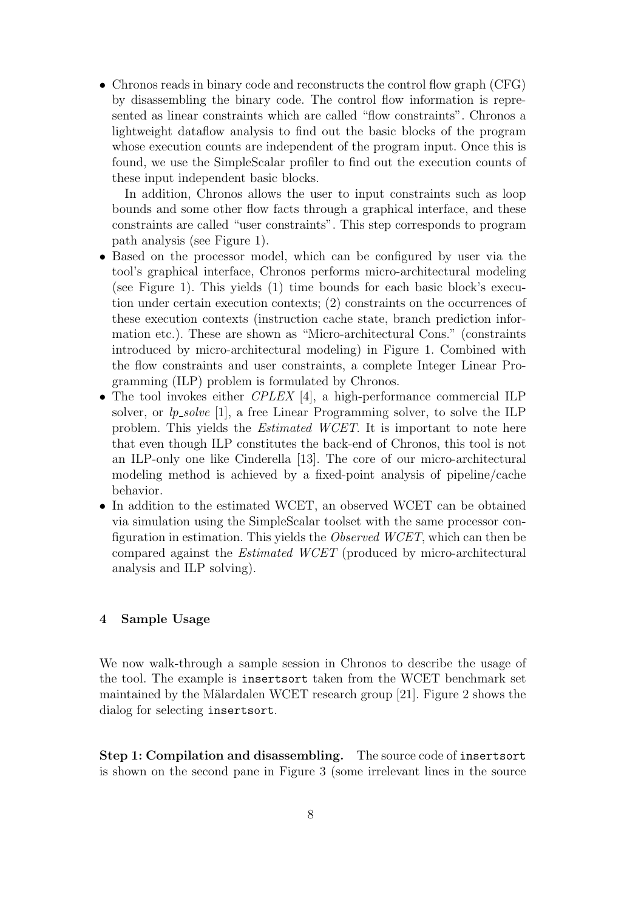- Chronos reads in binary code and reconstructs the control flow graph (CFG) by disassembling the binary code. The control flow information is represented as linear constraints which are called "flow constraints". Chronos a lightweight dataflow analysis to find out the basic blocks of the program whose execution counts are independent of the program input. Once this is found, we use the SimpleScalar profiler to find out the execution counts of these input independent basic blocks.

  In addition, Chronos allows the user to input constraints such as loop bounds and some other flow facts through a graphical interface, and these constraints are called "user constraints". This step corresponds to program path analysis (see Figure 1).
- Based on the processor model, which can be configured by user via the tool's graphical interface, Chronos performs micro-architectural modeling (see Figure 1). This yields (1) time bounds for each basic block's execution under certain execution contexts; (2) constraints on the occurrences of these execution contexts (instruction cache state, branch prediction information etc.). These are shown as "Micro-architectural Cons." (constraints introduced by micro-architectural modeling) in Figure 1. Combined with the flow constraints and user constraints, a complete Integer Linear Programming (ILP) problem is formulated by Chronos.
- The tool invokes either *CPLEX* [4], a high-performance commercial ILP solver, or *lp_solve* [1], a free Linear Programming solver, to solve the ILP problem. This yields the *Estimated WCET*. It is important to note here that even though ILP constitutes the back-end of Chronos, this tool is not an ILP-only one like Cinderella [13]. The core of our micro-architectural modeling method is achieved by a fixed-point analysis of pipeline/cache behavior.
- In addition to the estimated WCET, an observed WCET can be obtained via simulation using the SimpleScalar toolset with the same processor configuration in estimation. This yields the *Observed WCET*, which can then be compared against the *Estimated WCET* (produced by micro-architectural analysis and ILP solving).

## 4 Sample Usage

We now walk-through a sample session in Chronos to describe the usage of the tool. The example is `insertsort` taken from the WCET benchmark set maintained by the Mälardalen WCET research group [21]. Figure 2 shows the dialog for selecting `insertsort`.

**Step 1: Compilation and disassembling.** The source code of `insertsort` is shown on the second pane in Figure 3 (some irrelevant lines in the source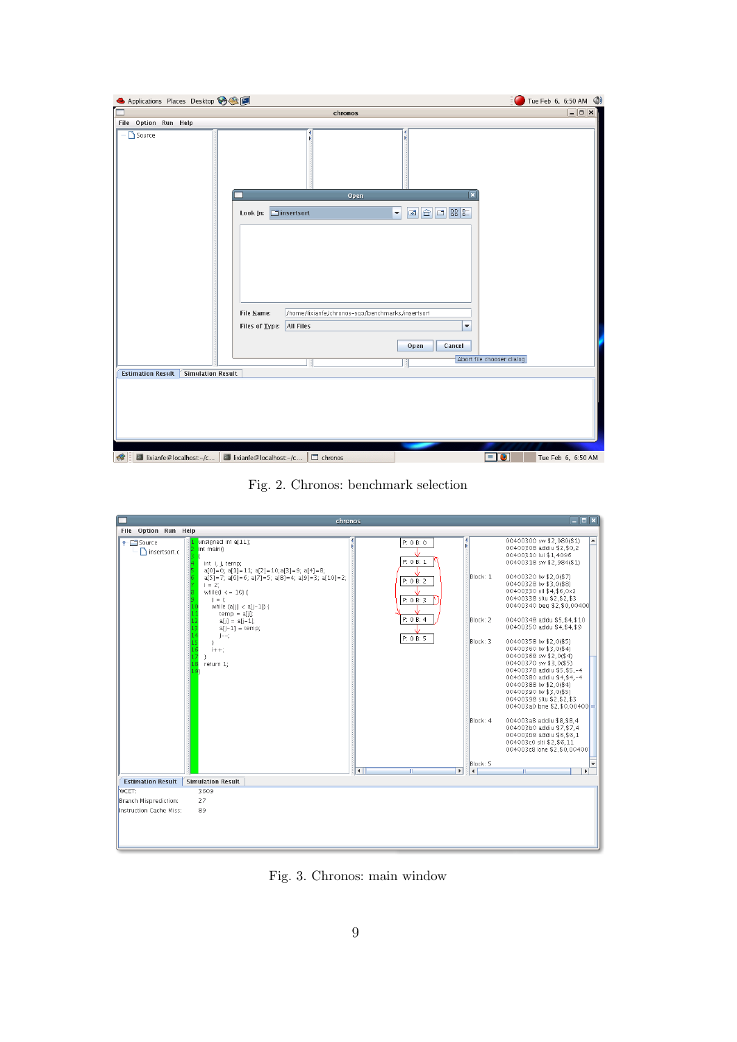Fig. 2. Chronos: benchmark selection

Fig. 3. Chronos: main window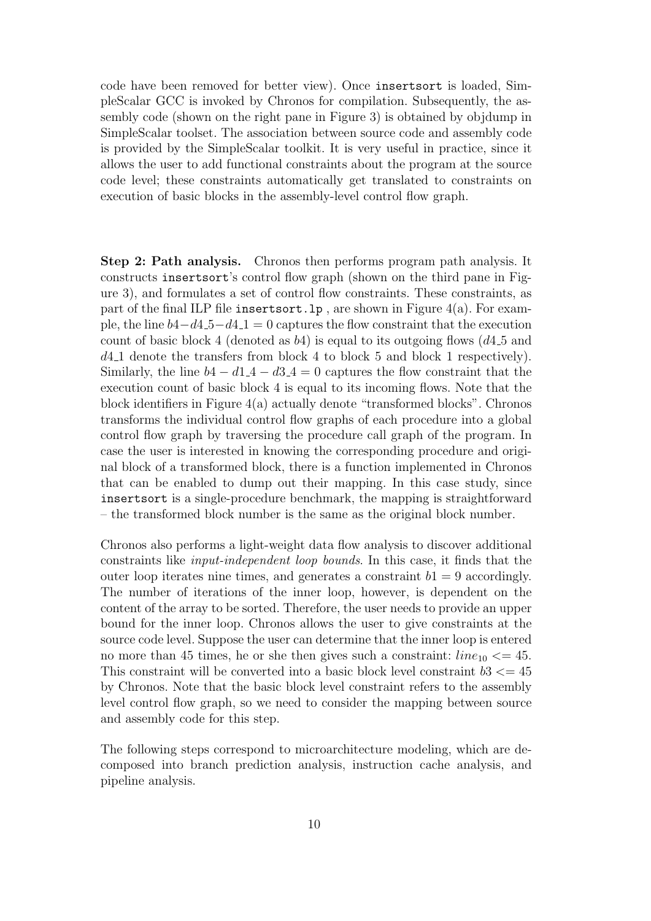code have been removed for better view). Once `insertsort` is loaded, SimpleScalar GCC is invoked by Chronos for compilation. Subsequently, the assembly code (shown on the right pane in Figure 3) is obtained by objdump in SimpleScalar toolset. The association between source code and assembly code is provided by the SimpleScalar toolkit. It is very useful in practice, since it allows the user to add functional constraints about the program at the source code level; these constraints automatically get translated to constraints on execution of basic blocks in the assembly-level control flow graph.

**Step 2: Path analysis.** Chronos then performs program path analysis. It constructs `insertsort`'s control flow graph (shown on the third pane in Figure 3), and formulates a set of control flow constraints. These constraints, as part of the final ILP file `insertsort.lp` , are shown in Figure 4(a). For example, the line $b4 - d4\_5 - d4\_1 = 0$ captures the flow constraint that the execution count of basic block 4 (denoted as $b4$) is equal to its outgoing flows ($d4\_5$ and $d4\_1$ denote the transfers from block 4 to block 5 and block 1 respectively). Similarly, the line $b4 - d1\_4 - d3\_4 = 0$ captures the flow constraint that the execution count of basic block 4 is equal to its incoming flows. Note that the block identifiers in Figure 4(a) actually denote "transformed blocks". Chronos transforms the individual control flow graphs of each procedure into a global control flow graph by traversing the procedure call graph of the program. In case the user is interested in knowing the corresponding procedure and original block of a transformed block, there is a function implemented in Chronos that can be enabled to dump out their mapping. In this case study, since `insertsort` is a single-procedure benchmark, the mapping is straightforward – the transformed block number is the same as the original block number.

Chronos also performs a light-weight data flow analysis to discover additional constraints like *input-independent loop bounds*. In this case, it finds that the outer loop iterates nine times, and generates a constraint $b1 = 9$ accordingly. The number of iterations of the inner loop, however, is dependent on the content of the array to be sorted. Therefore, the user needs to provide an upper bound for the inner loop. Chronos allows the user to give constraints at the source code level. Suppose the user can determine that the inner loop is entered no more than 45 times, he or she then gives such a constraint: $line_{10} <= 45$. This constraint will be converted into a basic block level constraint $b3 <= 45$ by Chronos. Note that the basic block level constraint refers to the assembly level control flow graph, so we need to consider the mapping between source and assembly code for this step.

The following steps correspond to microarchitecture modeling, which are decomposed into branch prediction analysis, instruction cache analysis, and pipeline analysis.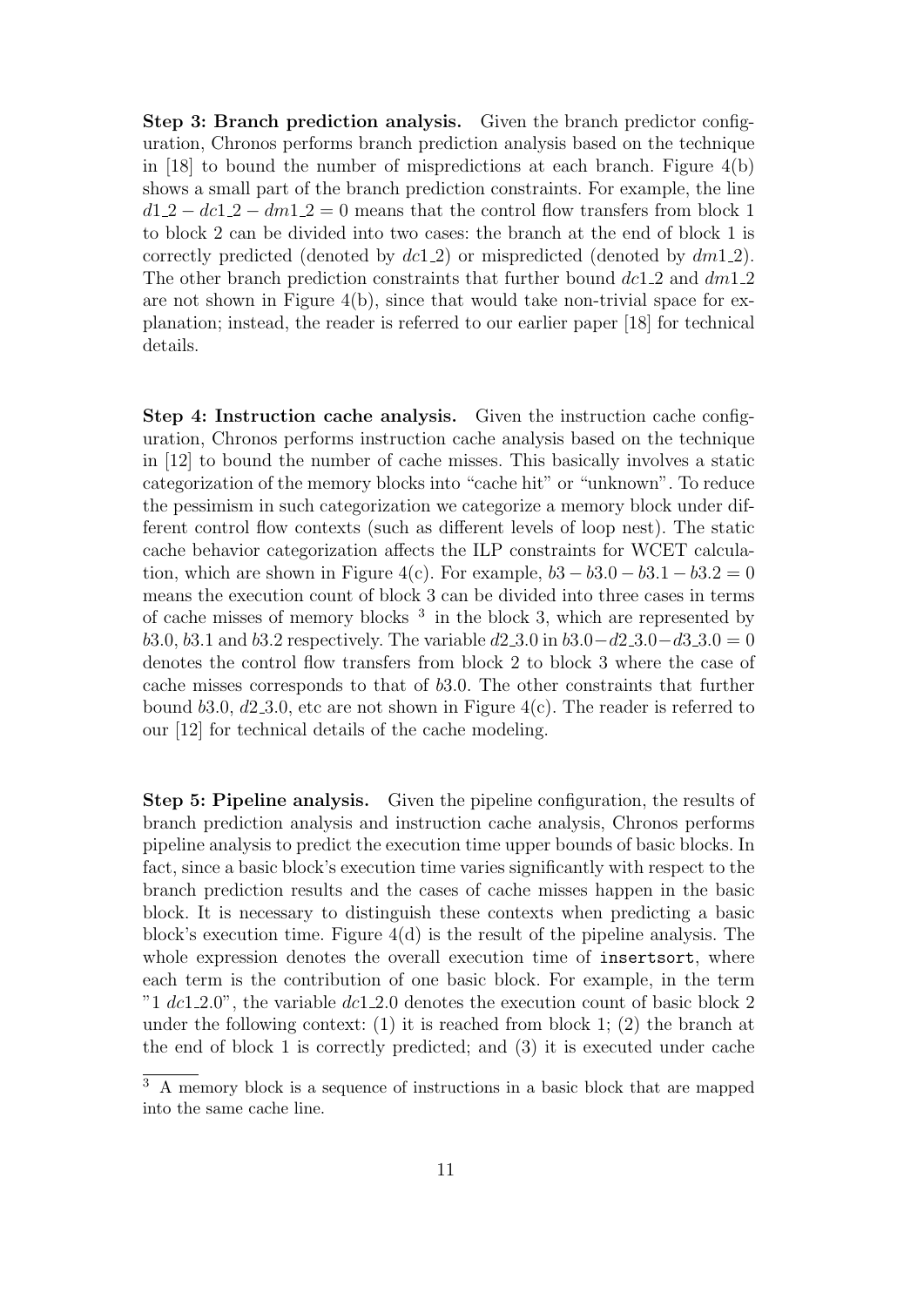**Step 3: Branch prediction analysis.** Given the branch predictor configuration, Chronos performs branch prediction analysis based on the technique in [18] to bound the number of mispredictions at each branch. Figure 4(b) shows a small part of the branch prediction constraints. For example, the line $d1\_2 - dc1\_2 - dm1\_2 = 0$ means that the control flow transfers from block 1 to block 2 can be divided into two cases: the branch at the end of block 1 is correctly predicted (denoted by $dc1\_2$) or mispredicted (denoted by $dm1\_2$). The other branch prediction constraints that further bound $dc1\_2$ and $dm1\_2$ are not shown in Figure 4(b), since that would take non-trivial space for explanation; instead, the reader is referred to our earlier paper [18] for technical details.

**Step 4: Instruction cache analysis.** Given the instruction cache configuration, Chronos performs instruction cache analysis based on the technique in [12] to bound the number of cache misses. This basically involves a static categorization of the memory blocks into "cache hit" or "unknown". To reduce the pessimism in such categorization we categorize a memory block under different control flow contexts (such as different levels of loop nest). The static cache behavior categorization affects the ILP constraints for WCET calculation, which are shown in Figure 4(c). For example, $b3 - b3.0 - b3.1 - b3.2 = 0$ means the execution count of block 3 can be divided into three cases in terms of cache misses of memory blocks [3] in the block 3, which are represented by $b3.0$, $b3.1$ and $b3.2$ respectively. The variable $d2\_3.0$ in $b3.0 - d2\_3.0 - d3\_3.0 = 0$ denotes the control flow transfers from block 2 to block 3 where the case of cache misses corresponds to that of $b3.0$. The other constraints that further bound $b3.0$, $d2\_3.0$, etc are not shown in Figure 4(c). The reader is referred to our [12] for technical details of the cache modeling.

**Step 5: Pipeline analysis.** Given the pipeline configuration, the results of branch prediction analysis and instruction cache analysis, Chronos performs pipeline analysis to predict the execution time upper bounds of basic blocks. In fact, since a basic block's execution time varies significantly with respect to the branch prediction results and the cases of cache misses happen in the basic block. It is necessary to distinguish these contexts when predicting a basic block's execution time. Figure 4(d) is the result of the pipeline analysis. The whole expression denotes the overall execution time of `insertsort`, where each term is the contribution of one basic block. For example, in the term "1 $dc1\_2.0$", the variable $dc1\_2.0$ denotes the execution count of basic block 2 under the following context: (1) it is reached from block 1; (2) the branch at the end of block 1 is correctly predicted; and (3) it is executed under cache

[3] A memory block is a sequence of instructions in a basic block that are mapped into the same cache line.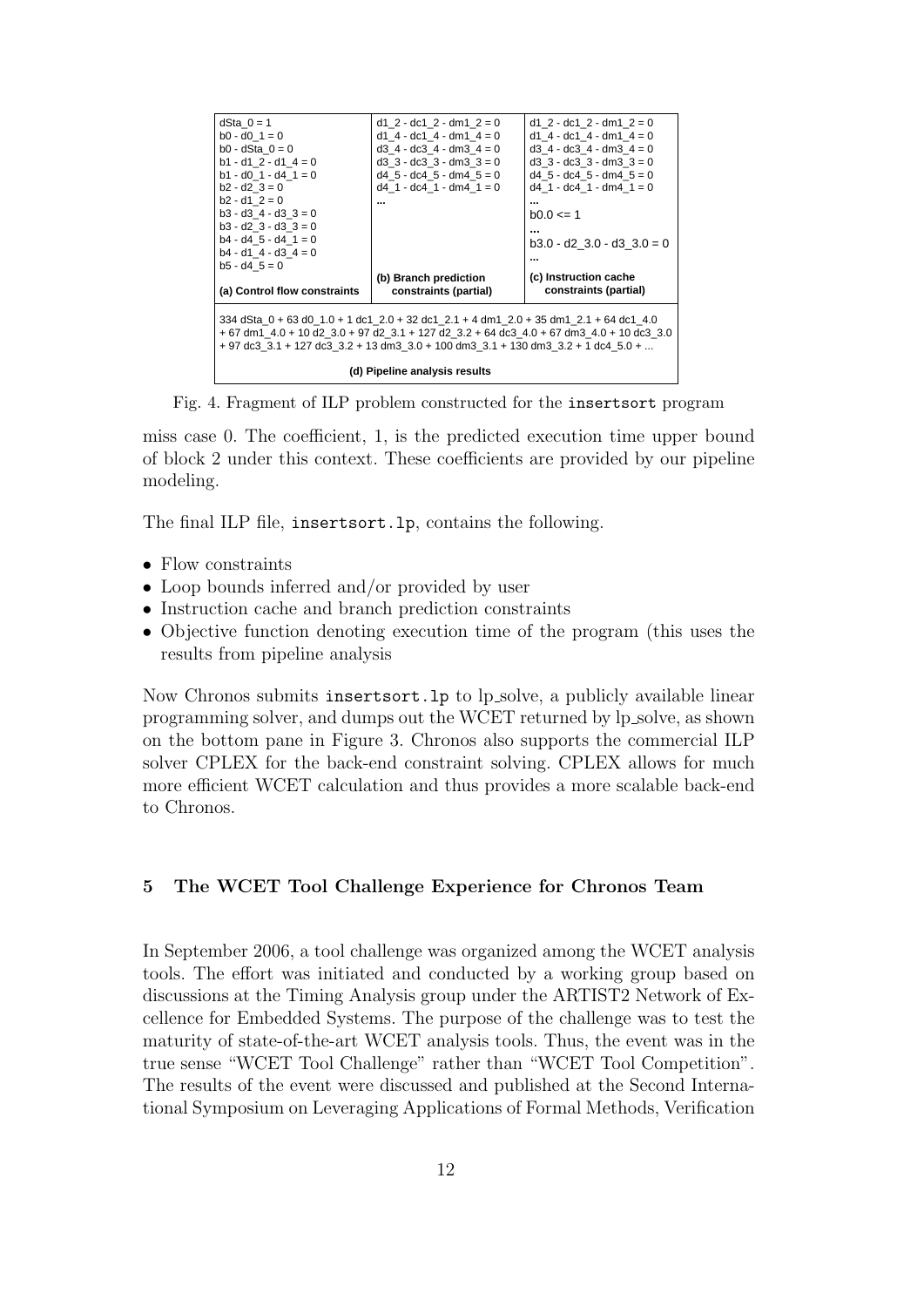| (a) Control flow constraints | (b) Branch prediction constraints (partial) | (c) Instruction cache constraints (partial) |
| --- | --- | --- |
| dSta_0 = 1<br>b0 - d0_1 = 0<br>b0 - dSta_0 = 0<br>b1 - d1_2 - d1_4 = 0<br>b1 - d0_1 - d4_1 = 0<br>b2 - d2_3 = 0<br>b2 - d1_2 = 0<br>b3 - d3_4 - d3_3 = 0<br>b3 - d2_3 - d3_3 = 0<br>b4 - d4_5 - d4_1 = 0<br>b4 - d1_4 - d3_4 = 0<br>b5 - d4_5 = 0 | d1_2 - dc1_2 - dm1_2 = 0<br>d1_4 - dc1_4 - dm1_4 = 0<br>d3_4 - dc3_4 - dm3_4 = 0<br>d3_3 - dc3_3 - dm3_3 = 0<br>d4_5 - dc4_5 - dm4_5 = 0<br>d4_1 - dc4_1 - dm4_1 = 0<br>... | d1_2 - dc1_2 - dm1_2 = 0<br>d1_4 - dc1_4 - dm1_4 = 0<br>d3_4 - dc3_4 - dm3_4 = 0<br>d3_3 - dc3_3 - dm3_3 = 0<br>d4_5 - dc4_5 - dm4_5 = 0<br>d4_1 - dc4_1 - dm4_1 = 0<br>...<br>b0.0 <= 1<br>...<br>b3.0 - d2_3.0 - d3_3.0 = 0<br>... |

```
334 dSta_0 + 63 d0_1.0 + 1 dc1_2.0 + 32 dc1_2.1 + 4 dm1_2.0 + 35 dm1_2.1 + 64 dc1_4.0
+ 67 dm1_4.0 + 10 d2_3.0 + 97 d2_3.1 + 127 d2_3.2 + 64 dc3_4.0 + 67 dm3_4.0 + 10 dc3_3.0
+ 97 dc3_3.1 + 127 dc3_3.2 + 13 dm3_3.0 + 100 dm3_3.1 + 130 dm3_3.2 + 1 dc4_5.0 + ...
```

(d) Pipeline analysis results

Fig. 4. Fragment of ILP problem constructed for the insertsort program

miss case 0. The coefficient, 1, is the predicted execution time upper bound of block 2 under this context. These coefficients are provided by our pipeline modeling.

The final ILP file, insertsort.lp, contains the following.

- Flow constraints
- Loop bounds inferred and/or provided by user
- Instruction cache and branch prediction constraints
- Objective function denoting execution time of the program (this uses the results from pipeline analysis

Now Chronos submits insertsort.lp to lp_solve, a publicly available linear programming solver, and dumps out the WCET returned by lp_solve, as shown on the bottom pane in Figure 3. Chronos also supports the commercial ILP solver CPLEX for the back-end constraint solving. CPLEX allows for much more efficient WCET calculation and thus provides a more scalable back-end to Chronos.

## 5 The WCET Tool Challenge Experience for Chronos Team

In September 2006, a tool challenge was organized among the WCET analysis tools. The effort was initiated and conducted by a working group based on discussions at the Timing Analysis group under the ARTIST2 Network of Excellence for Embedded Systems. The purpose of the challenge was to test the maturity of state-of-the-art WCET analysis tools. Thus, the event was in the true sense "WCET Tool Challenge" rather than "WCET Tool Competition". The results of the event were discussed and published at the Second International Symposium on Leveraging Applications of Formal Methods, Verification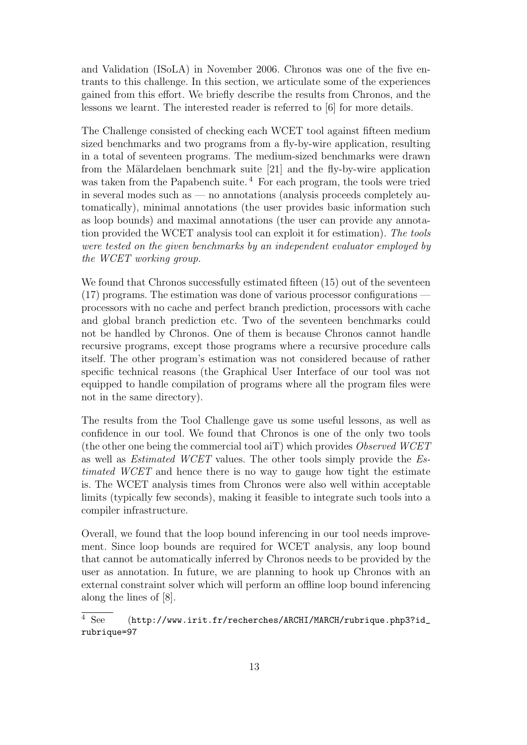and Validation (ISoLA) in November 2006. Chronos was one of the five entrants to this challenge. In this section, we articulate some of the experiences gained from this effort. We briefly describe the results from Chronos, and the lessons we learnt. The interested reader is referred to [6] for more details.

The Challenge consisted of checking each WCET tool against fifteen medium sized benchmarks and two programs from a fly-by-wire application, resulting in a total of seventeen programs. The medium-sized benchmarks were drawn from the Mälardelaen benchmark suite [21] and the fly-by-wire application was taken from the Papabench suite. [4] For each program, the tools were tried in several modes such as — no annotations (analysis proceeds completely automatically), minimal annotations (the user provides basic information such as loop bounds) and maximal annotations (the user can provide any annotation provided the WCET analysis tool can exploit it for estimation). *The tools were tested on the given benchmarks by an independent evaluator employed by the WCET working group.*

We found that Chronos successfully estimated fifteen (15) out of the seventeen (17) programs. The estimation was done of various processor configurations — processors with no cache and perfect branch prediction, processors with cache and global branch prediction etc. Two of the seventeen benchmarks could not be handled by Chronos. One of them is because Chronos cannot handle recursive programs, except those programs where a recursive procedure calls itself. The other program's estimation was not considered because of rather specific technical reasons (the Graphical User Interface of our tool was not equipped to handle compilation of programs where all the program files were not in the same directory).

The results from the Tool Challenge gave us some useful lessons, as well as confidence in our tool. We found that Chronos is one of the only two tools (the other one being the commercial tool aiT) which provides *Observed WCET* as well as *Estimated WCET* values. The other tools simply provide the *Estimated WCET* and hence there is no way to gauge how tight the estimate is. The WCET analysis times from Chronos were also well within acceptable limits (typically few seconds), making it feasible to integrate such tools into a compiler infrastructure.

Overall, we found that the loop bound inferencing in our tool needs improvement. Since loop bounds are required for WCET analysis, any loop bound that cannot be automatically inferred by Chronos needs to be provided by the user as annotation. In future, we are planning to hook up Chronos with an external constraint solver which will perform an offline loop bound inferencing along the lines of [8].

---

[4] See (`http://www.irit.fr/recherches/ARCHI/MARCH/rubrique.php3?id_rubrique=97`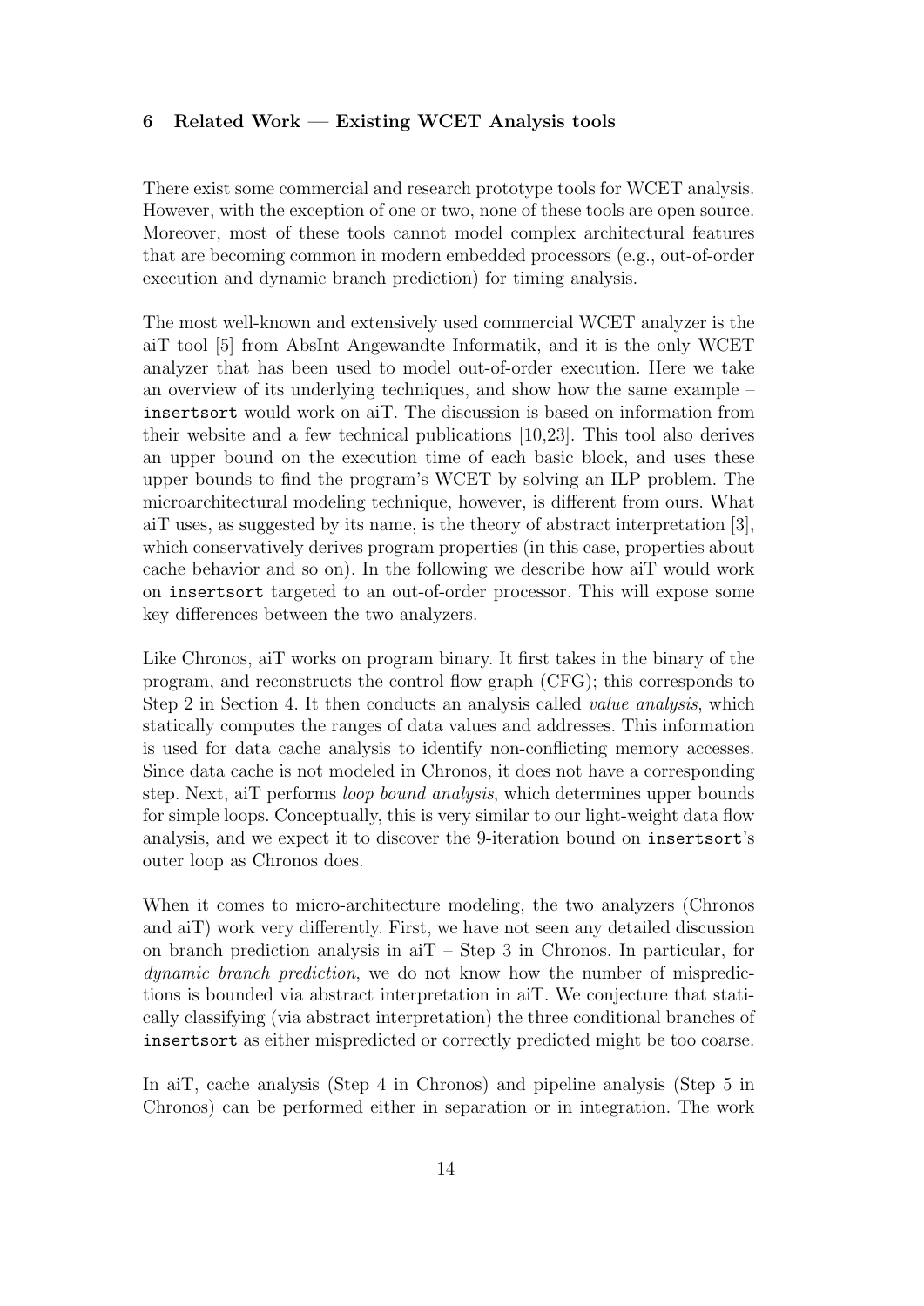## 6 Related Work — Existing WCET Analysis tools

There exist some commercial and research prototype tools for WCET analysis. However, with the exception of one or two, none of these tools are open source. Moreover, most of these tools cannot model complex architectural features that are becoming common in modern embedded processors (e.g., out-of-order execution and dynamic branch prediction) for timing analysis.

The most well-known and extensively used commercial WCET analyzer is the aiT tool [5] from AbsInt Angewandte Informatik, and it is the only WCET analyzer that has been used to model out-of-order execution. Here we take an overview of its underlying techniques, and show how the same example – `insertsort` would work on aiT. The discussion is based on information from their website and a few technical publications [10,23]. This tool also derives an upper bound on the execution time of each basic block, and uses these upper bounds to find the program's WCET by solving an ILP problem. The microarchitectural modeling technique, however, is different from ours. What aiT uses, as suggested by its name, is the theory of abstract interpretation [3], which conservatively derives program properties (in this case, properties about cache behavior and so on). In the following we describe how aiT would work on `insertsort` targeted to an out-of-order processor. This will expose some key differences between the two analyzers.

Like Chronos, aiT works on program binary. It first takes in the binary of the program, and reconstructs the control flow graph (CFG); this corresponds to Step 2 in Section 4. It then conducts an analysis called *value analysis*, which statically computes the ranges of data values and addresses. This information is used for data cache analysis to identify non-conflicting memory accesses. Since data cache is not modeled in Chronos, it does not have a corresponding step. Next, aiT performs *loop bound analysis*, which determines upper bounds for simple loops. Conceptually, this is very similar to our light-weight data flow analysis, and we expect it to discover the 9-iteration bound on `insertsort`'s outer loop as Chronos does.

When it comes to micro-architecture modeling, the two analyzers (Chronos and aiT) work very differently. First, we have not seen any detailed discussion on branch prediction analysis in aiT – Step 3 in Chronos. In particular, for *dynamic branch prediction*, we do not know how the number of mispredictions is bounded via abstract interpretation in aiT. We conjecture that statically classifying (via abstract interpretation) the three conditional branches of `insertsort` as either mispredicted or correctly predicted might be too coarse.

In aiT, cache analysis (Step 4 in Chronos) and pipeline analysis (Step 5 in Chronos) can be performed either in separation or in integration. The work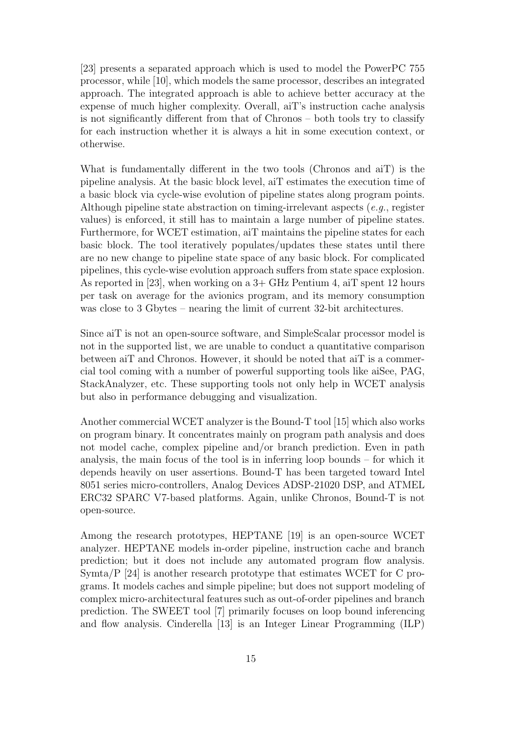[23] presents a separated approach which is used to model the PowerPC 755 processor, while [10], which models the same processor, describes an integrated approach. The integrated approach is able to achieve better accuracy at the expense of much higher complexity. Overall, aiT's instruction cache analysis is not significantly different from that of Chronos – both tools try to classify for each instruction whether it is always a hit in some execution context, or otherwise.

What is fundamentally different in the two tools (Chronos and aiT) is the pipeline analysis. At the basic block level, aiT estimates the execution time of a basic block via cycle-wise evolution of pipeline states along program points. Although pipeline state abstraction on timing-irrelevant aspects (*e.g.*, register values) is enforced, it still has to maintain a large number of pipeline states. Furthermore, for WCET estimation, aiT maintains the pipeline states for each basic block. The tool iteratively populates/updates these states until there are no new change to pipeline state space of any basic block. For complicated pipelines, this cycle-wise evolution approach suffers from state space explosion. As reported in [23], when working on a 3+ GHz Pentium 4, aiT spent 12 hours per task on average for the avionics program, and its memory consumption was close to 3 Gbytes – nearing the limit of current 32-bit architectures.

Since aiT is not an open-source software, and SimpleScalar processor model is not in the supported list, we are unable to conduct a quantitative comparison between aiT and Chronos. However, it should be noted that aiT is a commercial tool coming with a number of powerful supporting tools like aiSee, PAG, StackAnalyzer, etc. These supporting tools not only help in WCET analysis but also in performance debugging and visualization.

Another commercial WCET analyzer is the Bound-T tool [15] which also works on program binary. It concentrates mainly on program path analysis and does not model cache, complex pipeline and/or branch prediction. Even in path analysis, the main focus of the tool is in inferring loop bounds – for which it depends heavily on user assertions. Bound-T has been targeted toward Intel 8051 series micro-controllers, Analog Devices ADSP-21020 DSP, and ATMEL ERC32 SPARC V7-based platforms. Again, unlike Chronos, Bound-T is not open-source.

Among the research prototypes, HEPTANE [19] is an open-source WCET analyzer. HEPTANE models in-order pipeline, instruction cache and branch prediction; but it does not include any automated program flow analysis. Symta/P [24] is another research prototype that estimates WCET for C programs. It models caches and simple pipeline; but does not support modeling of complex micro-architectural features such as out-of-order pipelines and branch prediction. The SWEET tool [7] primarily focuses on loop bound inferencing and flow analysis. Cinderella [13] is an Integer Linear Programming (ILP)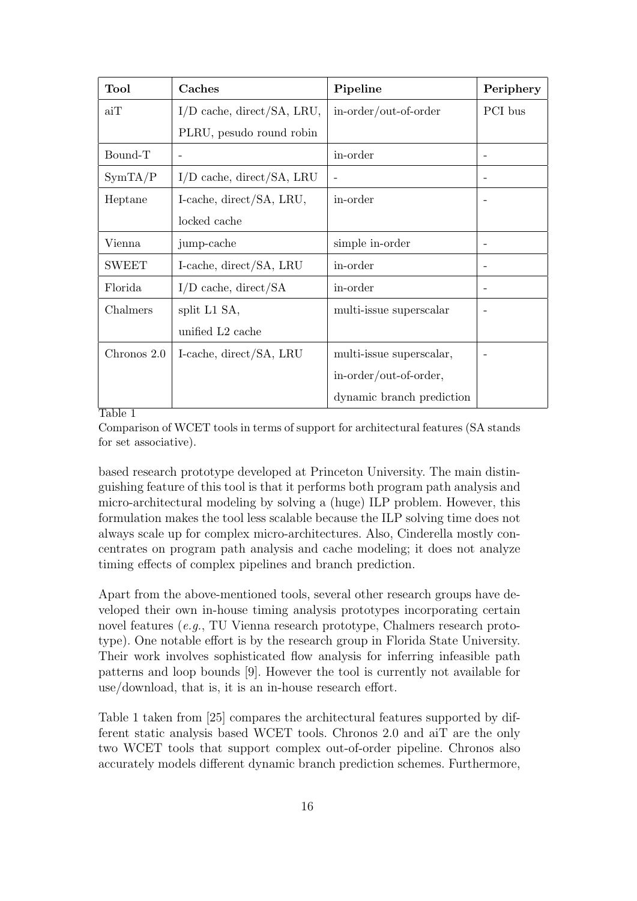| Tool | Caches | Pipeline | Periphery |
| --- | --- | --- | --- |
| aiT | I/D cache, direct/SA, LRU, PLRU, pesudo round robin | in-order/out-of-order | PCI bus |
| Bound-T | - | in-order | - |
| SymTA/P | I/D cache, direct/SA, LRU | - | - |
| Heptane | I-cache, direct/SA, LRU, locked cache | in-order | - |
| Vienna | jump-cache | simple in-order | - |
| SWEET | I-cache, direct/SA, LRU | in-order | - |
| Florida | I/D cache, direct/SA | in-order | - |
| Chalmers | split L1 SA, unified L2 cache | multi-issue superscalar | - |
| Chronos 2.0 | I-cache, direct/SA, LRU | multi-issue superscalar, in-order/out-of-order, dynamic branch prediction | - |

Table 1

Comparison of WCET tools in terms of support for architectural features (SA stands for set associative).

based research prototype developed at Princeton University. The main distinguishing feature of this tool is that it performs both program path analysis and micro-architectural modeling by solving a (huge) ILP problem. However, this formulation makes the tool less scalable because the ILP solving time does not always scale up for complex micro-architectures. Also, Cinderella mostly concentrates on program path analysis and cache modeling; it does not analyze timing effects of complex pipelines and branch prediction.

Apart from the above-mentioned tools, several other research groups have developed their own in-house timing analysis prototypes incorporating certain novel features (*e.g.*, TU Vienna research prototype, Chalmers research prototype). One notable effort is by the research group in Florida State University. Their work involves sophisticated flow analysis for inferring infeasible path patterns and loop bounds [9]. However the tool is currently not available for use/download, that is, it is an in-house research effort.

Table 1 taken from [25] compares the architectural features supported by different static analysis based WCET tools. Chronos 2.0 and aiT are the only two WCET tools that support complex out-of-order pipeline. Chronos also accurately models different dynamic branch prediction schemes. Furthermore,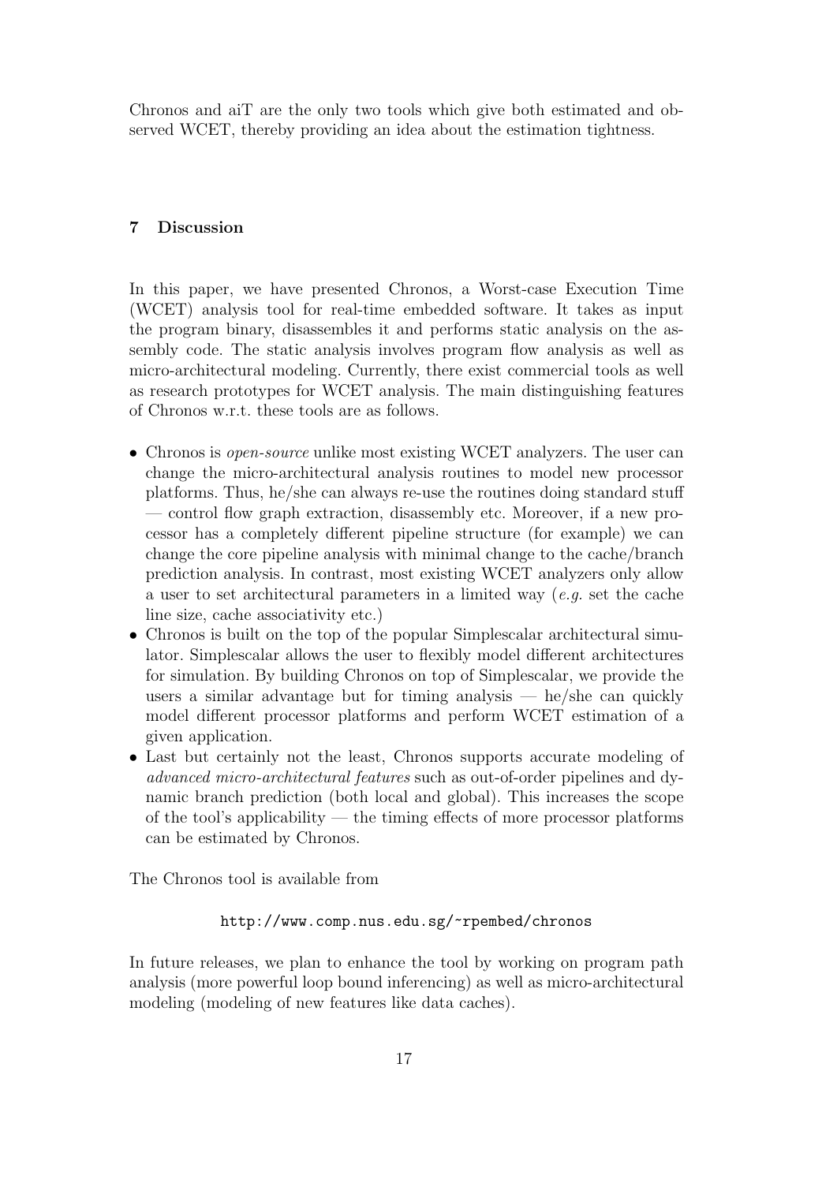Chronos and aiT are the only two tools which give both estimated and observed WCET, thereby providing an idea about the estimation tightness.

## 7 Discussion

In this paper, we have presented Chronos, a Worst-case Execution Time (WCET) analysis tool for real-time embedded software. It takes as input the program binary, disassembles it and performs static analysis on the assembly code. The static analysis involves program flow analysis as well as micro-architectural modeling. Currently, there exist commercial tools as well as research prototypes for WCET analysis. The main distinguishing features of Chronos w.r.t. these tools are as follows.

- Chronos is *open-source* unlike most existing WCET analyzers. The user can change the micro-architectural analysis routines to model new processor platforms. Thus, he/she can always re-use the routines doing standard stuff — control flow graph extraction, disassembly etc. Moreover, if a new processor has a completely different pipeline structure (for example) we can change the core pipeline analysis with minimal change to the cache/branch prediction analysis. In contrast, most existing WCET analyzers only allow a user to set architectural parameters in a limited way (*e.g.* set the cache line size, cache associativity etc.)
- Chronos is built on the top of the popular Simplescalar architectural simulator. Simplescalar allows the user to flexibly model different architectures for simulation. By building Chronos on top of Simplescalar, we provide the users a similar advantage but for timing analysis — he/she can quickly model different processor platforms and perform WCET estimation of a given application.
- Last but certainly not the least, Chronos supports accurate modeling of *advanced micro-architectural features* such as out-of-order pipelines and dynamic branch prediction (both local and global). This increases the scope of the tool's applicability — the timing effects of more processor platforms can be estimated by Chronos.

The Chronos tool is available from

`http://www.comp.nus.edu.sg/~rpembed/chronos`

In future releases, we plan to enhance the tool by working on program path analysis (more powerful loop bound inferencing) as well as micro-architectural modeling (modeling of new features like data caches).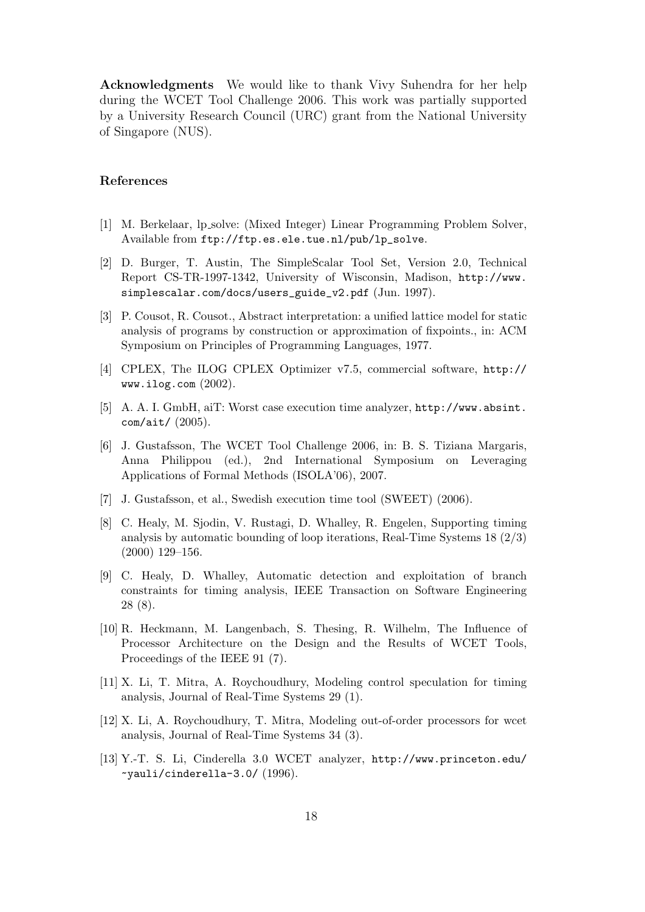**Acknowledgments** We would like to thank Vivy Suhendra for her help during the WCET Tool Challenge 2006. This work was partially supported by a University Research Council (URC) grant from the National University of Singapore (NUS).

## References

[1] M. Berkelaar, lp_solve: (Mixed Integer) Linear Programming Problem Solver, Available from `ftp://ftp.es.ele.tue.nl/pub/lp_solve`.

[2] D. Burger, T. Austin, The SimpleScalar Tool Set, Version 2.0, Technical Report CS-TR-1997-1342, University of Wisconsin, Madison, `http://www.simplescalar.com/docs/users_guide_v2.pdf` (Jun. 1997).

[3] P. Cousot, R. Cousot., Abstract interpretation: a unified lattice model for static analysis of programs by construction or approximation of fixpoints., in: ACM Symposium on Principles of Programming Languages, 1977.

[4] CPLEX, The ILOG CPLEX Optimizer v7.5, commercial software, `http://www.ilog.com` (2002).

[5] A. A. I. GmbH, aiT: Worst case execution time analyzer, `http://www.absint.com/ait/` (2005).

[6] J. Gustafsson, The WCET Tool Challenge 2006, in: B. S. Tiziana Margaris, Anna Philippou (ed.), 2nd International Symposium on Leveraging Applications of Formal Methods (ISOLA'06), 2007.

[7] J. Gustafsson, et al., Swedish execution time tool (SWEET) (2006).

[8] C. Healy, M. Sjodin, V. Rustagi, D. Whalley, R. Engelen, Supporting timing analysis by automatic bounding of loop iterations, Real-Time Systems 18 (2/3) (2000) 129–156.

[9] C. Healy, D. Whalley, Automatic detection and exploitation of branch constraints for timing analysis, IEEE Transaction on Software Engineering 28 (8).

[10] R. Heckmann, M. Langenbach, S. Thesing, R. Wilhelm, The Influence of Processor Architecture on the Design and the Results of WCET Tools, Proceedings of the IEEE 91 (7).

[11] X. Li, T. Mitra, A. Roychoudhury, Modeling control speculation for timing analysis, Journal of Real-Time Systems 29 (1).

[12] X. Li, A. Roychoudhury, T. Mitra, Modeling out-of-order processors for wcet analysis, Journal of Real-Time Systems 34 (3).

[13] Y.-T. S. Li, Cinderella 3.0 WCET analyzer, `http://www.princeton.edu/~yauli/cinderella-3.0/` (1996).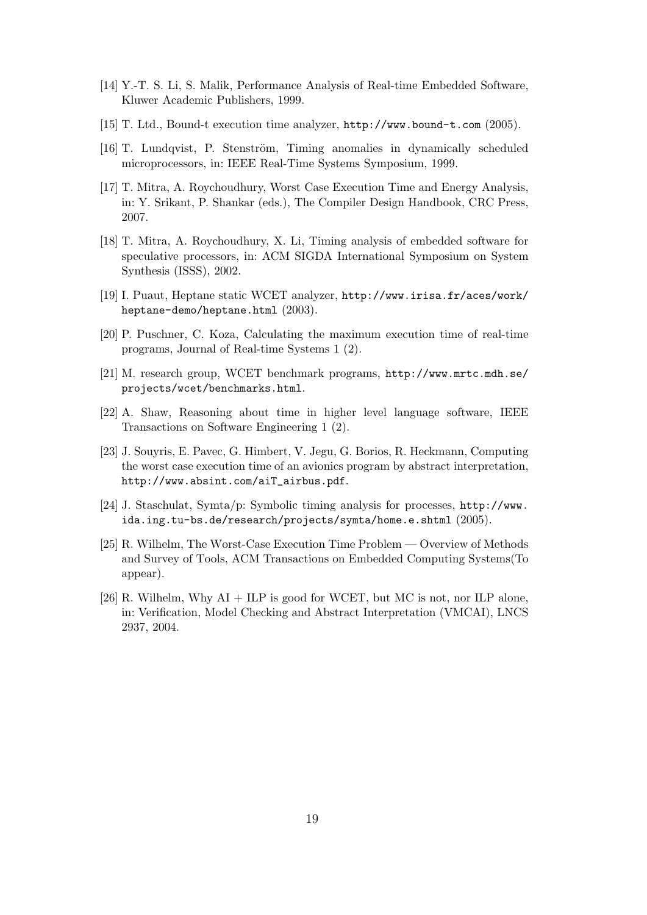[14] Y.-T. S. Li, S. Malik, Performance Analysis of Real-time Embedded Software, Kluwer Academic Publishers, 1999.

[15] T. Ltd., Bound-t execution time analyzer, http://www.bound-t.com (2005).

[16] T. Lundqvist, P. Stenström, Timing anomalies in dynamically scheduled microprocessors, in: IEEE Real-Time Systems Symposium, 1999.

[17] T. Mitra, A. Roychoudhury, Worst Case Execution Time and Energy Analysis, in: Y. Srikant, P. Shankar (eds.), The Compiler Design Handbook, CRC Press, 2007.

[18] T. Mitra, A. Roychoudhury, X. Li, Timing analysis of embedded software for speculative processors, in: ACM SIGDA International Symposium on System Synthesis (ISSS), 2002.

[19] I. Puaut, Heptane static WCET analyzer, http://www.irisa.fr/aces/work/heptane-demo/heptane.html (2003).

[20] P. Puschner, C. Koza, Calculating the maximum execution time of real-time programs, Journal of Real-time Systems 1 (2).

[21] M. research group, WCET benchmark programs, http://www.mrtc.mdh.se/projects/wcet/benchmarks.html.

[22] A. Shaw, Reasoning about time in higher level language software, IEEE Transactions on Software Engineering 1 (2).

[23] J. Souyris, E. Pavec, G. Himbert, V. Jegu, G. Borios, R. Heckmann, Computing the worst case execution time of an avionics program by abstract interpretation, http://www.absint.com/aiT_airbus.pdf.

[24] J. Staschulat, Symta/p: Symbolic timing analysis for processes, http://www.ida.ing.tu-bs.de/research/projects/symta/home.e.shtml (2005).

[25] R. Wilhelm, The Worst-Case Execution Time Problem — Overview of Methods and Survey of Tools, ACM Transactions on Embedded Computing Systems(To appear).

[26] R. Wilhelm, Why AI + ILP is good for WCET, but MC is not, nor ILP alone, in: Verification, Model Checking and Abstract Interpretation (VMCAI), LNCS 2937, 2004.